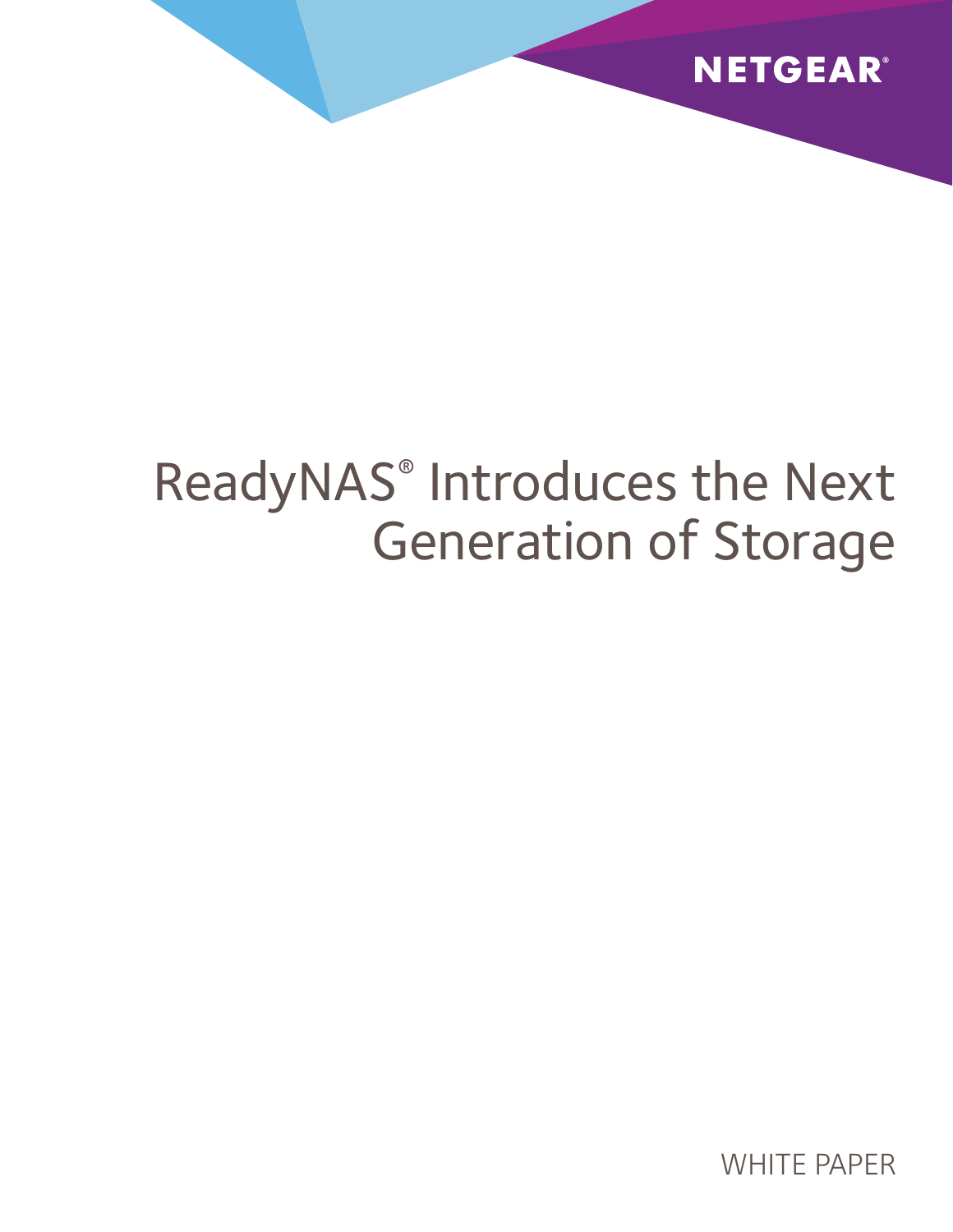NETGEAR®

# ReadyNAS® Introduces the Next Generation of Storage

WHITE PAPER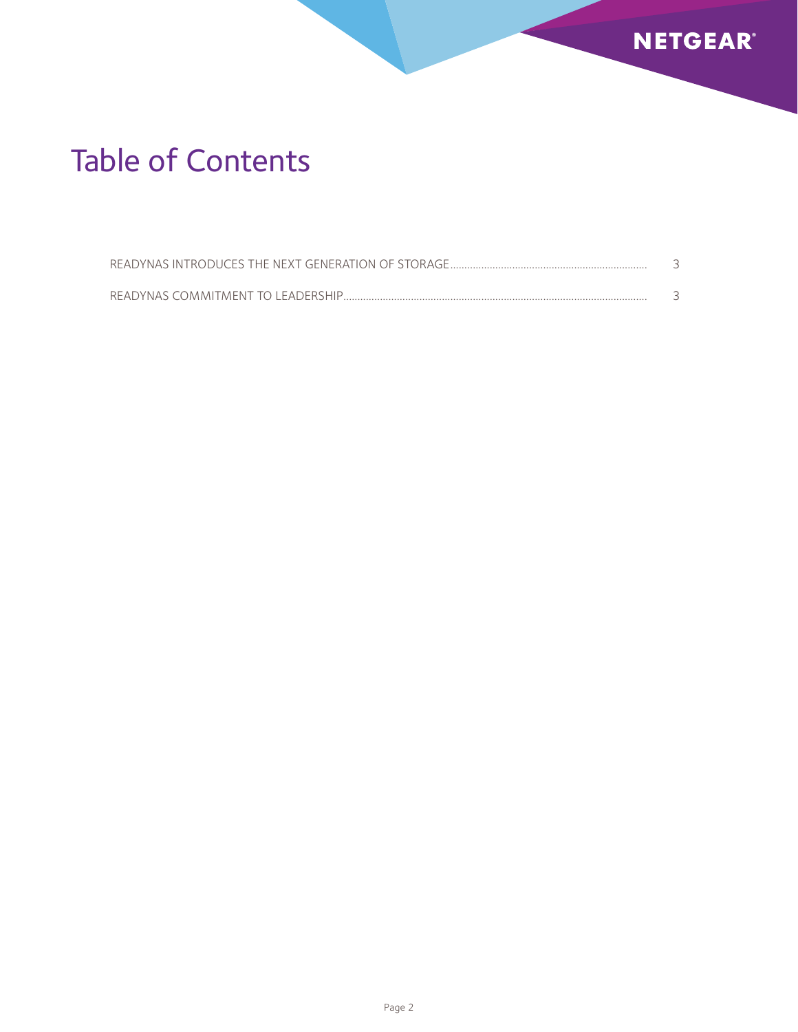# Table of Contents

READYNAS INTRODUCES THE NEXT GENERATION OF STORAGE ........................................ 3

READYNAS COMMITMENT TO LEADERSHIP ........................................ 3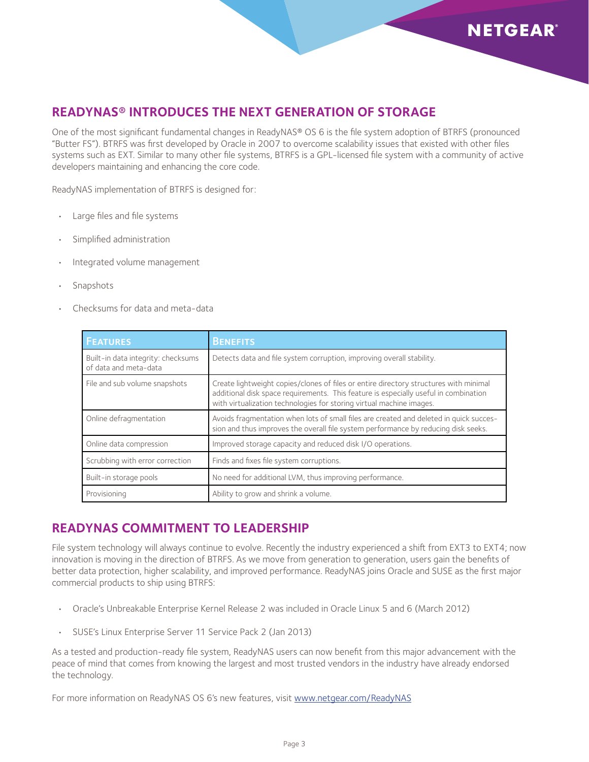## READYNAS® INTRODUCES THE NEXT GENERATION OF STORAGE

One of the most significant fundamental changes in ReadyNAS® OS 6 is the file system adoption of BTRFS (pronounced "Butter FS"). BTRFS was first developed by Oracle in 2007 to overcome scalability issues that existed with other files systems such as EXT. Similar to many other file systems, BTRFS is a GPL-licensed file system with a community of active developers maintaining and enhancing the core code.

ReadyNAS implementation of BTRFS is designed for:

- Large files and file systems
- Simplified administration
- Integrated volume management
- Snapshots
- Checksums for data and meta-data

| Features | Benefits |
|---|---|
| Built-in data integrity: checksums of data and meta-data | Detects data and file system corruption, improving overall stability. |
| File and sub volume snapshots | Create lightweight copies/clones of files or entire directory structures with minimal additional disk space requirements. This feature is especially useful in combination with virtualization technologies for storing virtual machine images. |
| Online defragmentation | Avoids fragmentation when lots of small files are created and deleted in quick succession and thus improves the overall file system performance by reducing disk seeks. |
| Online data compression | Improved storage capacity and reduced disk I/O operations. |
| Scrubbing with error correction | Finds and fixes file system corruptions. |
| Built-in storage pools | No need for additional LVM, thus improving performance. |
| Provisioning | Ability to grow and shrink a volume. |

## READYNAS COMMITMENT TO LEADERSHIP

File system technology will always continue to evolve. Recently the industry experienced a shift from EXT3 to EXT4; now innovation is moving in the direction of BTRFS. As we move from generation to generation, users gain the benefits of better data protection, higher scalability, and improved performance. ReadyNAS joins Oracle and SUSE as the first major commercial products to ship using BTRFS:

- Oracle's Unbreakable Enterprise Kernel Release 2 was included in Oracle Linux 5 and 6 (March 2012)
- SUSE's Linux Enterprise Server 11 Service Pack 2 (Jan 2013)

As a tested and production-ready file system, ReadyNAS users can now benefit from this major advancement with the peace of mind that comes from knowing the largest and most trusted vendors in the industry have already endorsed the technology.

For more information on ReadyNAS OS 6's new features, visit www.netgear.com/ReadyNAS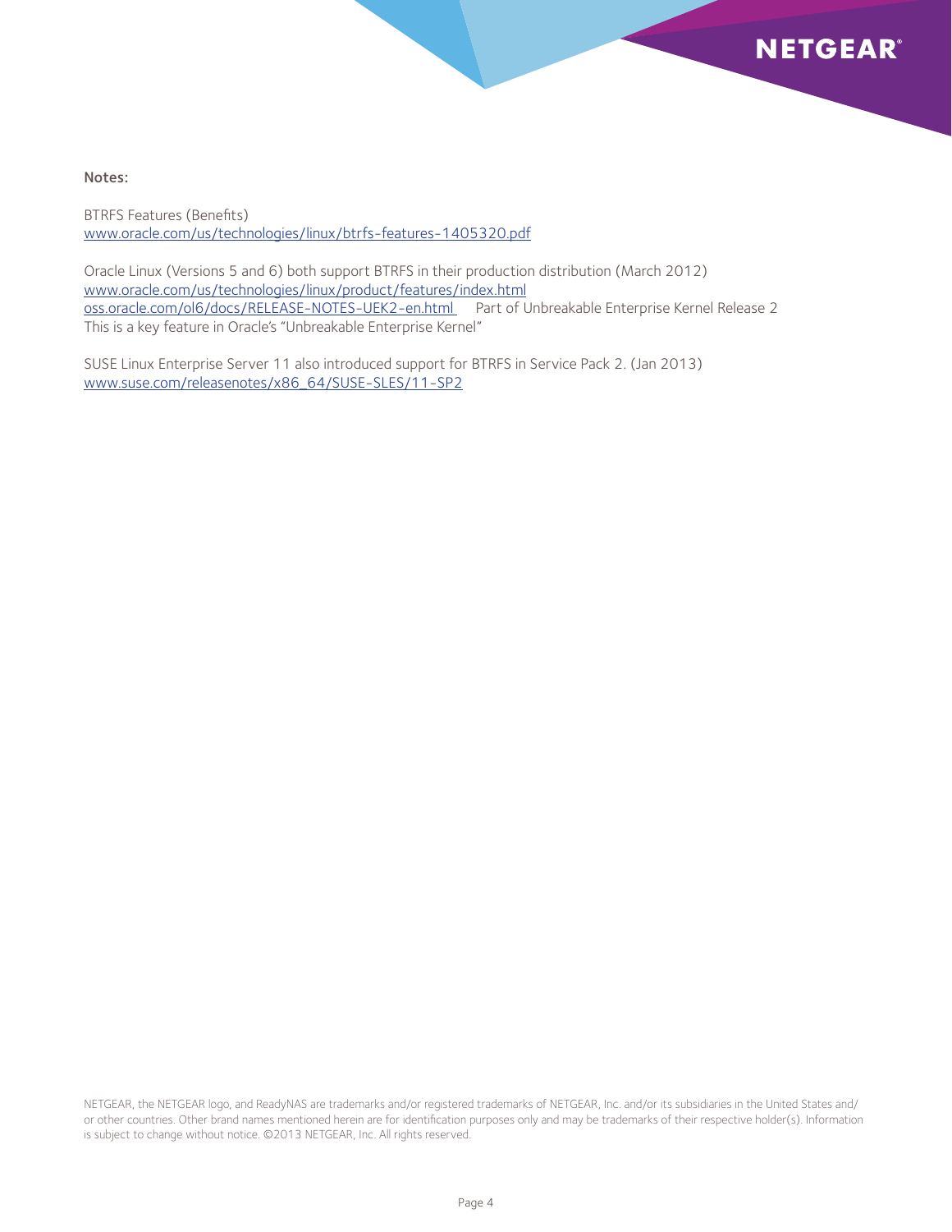**Notes:**

BTRFS Features (Benefits)
www.oracle.com/us/technologies/linux/btrfs-features-1405320.pdf

Oracle Linux (Versions 5 and 6) both support BTRFS in their production distribution (March 2012)
www.oracle.com/us/technologies/linux/product/features/index.html
oss.oracle.com/ol6/docs/RELEASE-NOTES-UEK2-en.html Part of Unbreakable Enterprise Kernel Release 2
This is a key feature in Oracle's "Unbreakable Enterprise Kernel"

SUSE Linux Enterprise Server 11 also introduced support for BTRFS in Service Pack 2. (Jan 2013)
www.suse.com/releasenotes/x86_64/SUSE-SLES/11-SP2

NETGEAR, the NETGEAR logo, and ReadyNAS are trademarks and/or registered trademarks of NETGEAR, Inc. and/or its subsidiaries in the United States and/or other countries. Other brand names mentioned herein are for identification purposes only and may be trademarks of their respective holder(s). Information is subject to change without notice. ©2013 NETGEAR, Inc. All rights reserved.